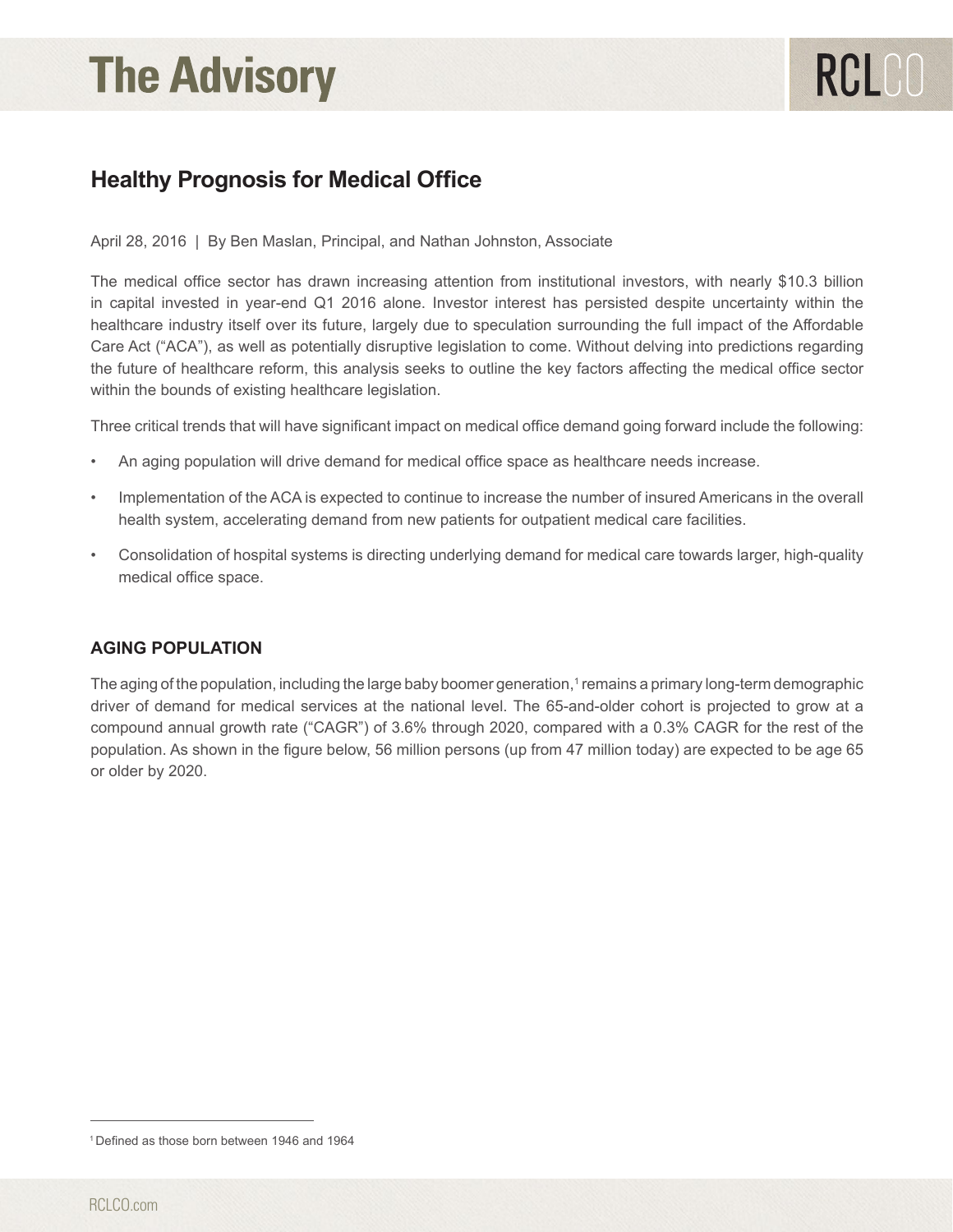# The Advisory

## Healthy Prognosis for Medical Office

April 28, 2016 | By Ben Maslan, Principal, and Nathan Johnston, Associate

The medical office sector has drawn increasing attention from institutional investors, with nearly $10.3 billion in capital invested in year-end Q1 2016 alone. Investor interest has persisted despite uncertainty within the healthcare industry itself over its future, largely due to speculation surrounding the full impact of the Affordable Care Act ("ACA"), as well as potentially disruptive legislation to come. Without delving into predictions regarding the future of healthcare reform, this analysis seeks to outline the key factors affecting the medical office sector within the bounds of existing healthcare legislation.

Three critical trends that will have significant impact on medical office demand going forward include the following:

- An aging population will drive demand for medical office space as healthcare needs increase.
- Implementation of the ACA is expected to continue to increase the number of insured Americans in the overall health system, accelerating demand from new patients for outpatient medical care facilities.
- Consolidation of hospital systems is directing underlying demand for medical care towards larger, high-quality medical office space.

### AGING POPULATION

The aging of the population, including the large baby boomer generation,[1] remains a primary long-term demographic driver of demand for medical services at the national level. The 65-and-older cohort is projected to grow at a compound annual growth rate ("CAGR") of 3.6% through 2020, compared with a 0.3% CAGR for the rest of the population. As shown in the figure below, 56 million persons (up from 47 million today) are expected to be age 65 or older by 2020.

[1] Defined as those born between 1946 and 1964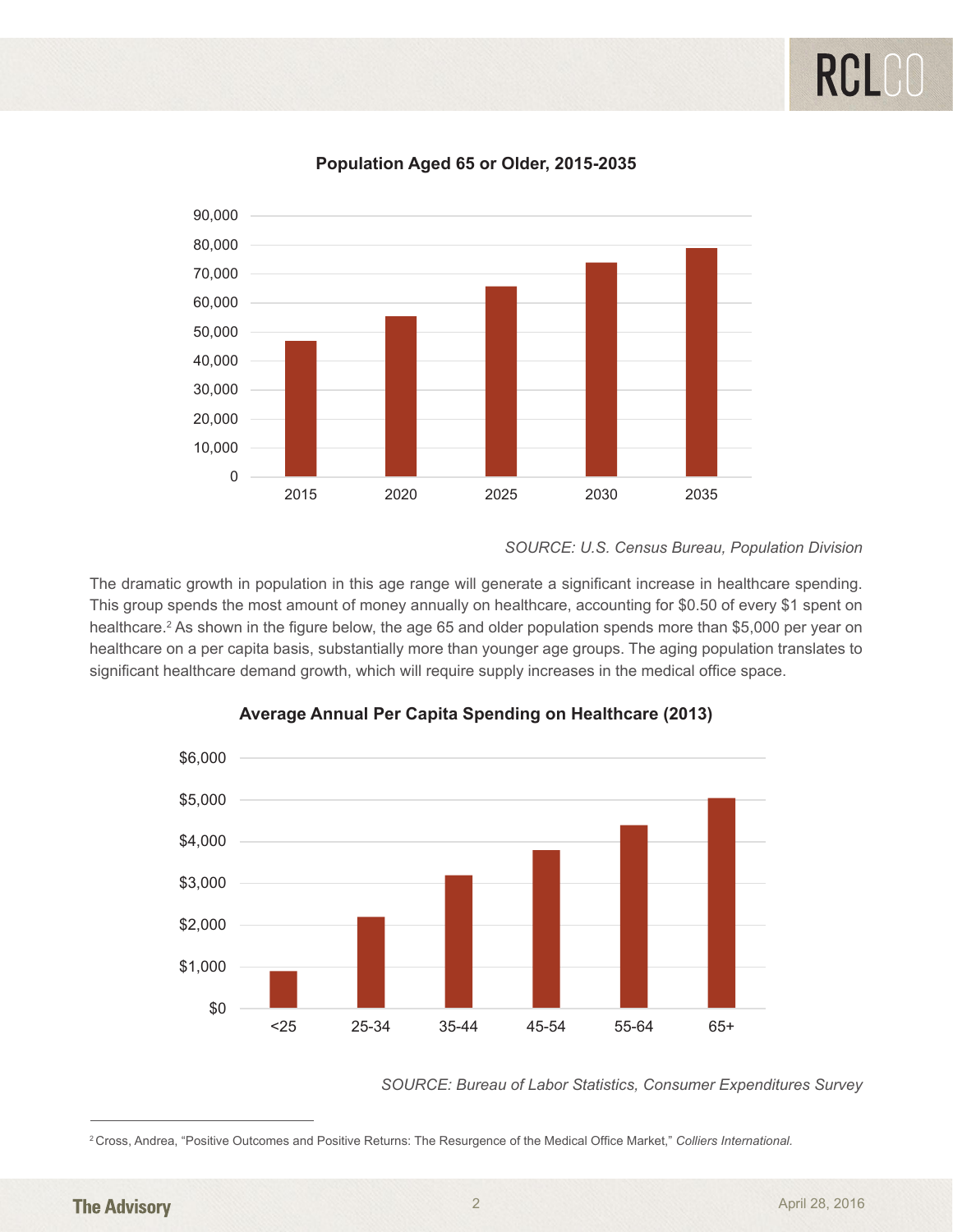**Population Aged 65 or Older, 2015-2035**

*SOURCE: U.S. Census Bureau, Population Division*

The dramatic growth in population in this age range will generate a significant increase in healthcare spending. This group spends the most amount of money annually on healthcare, accounting for $0.50 of every $1 spent on healthcare.[2] As shown in the figure below, the age 65 and older population spends more than $5,000 per year on healthcare on a per capita basis, substantially more than younger age groups. The aging population translates to significant healthcare demand growth, which will require supply increases in the medical office space.

**Average Annual Per Capita Spending on Healthcare (2013)**

*SOURCE: Bureau of Labor Statistics, Consumer Expenditures Survey*

---

[2] Cross, Andrea, "Positive Outcomes and Positive Returns: The Resurgence of the Medical Office Market," *Colliers International.*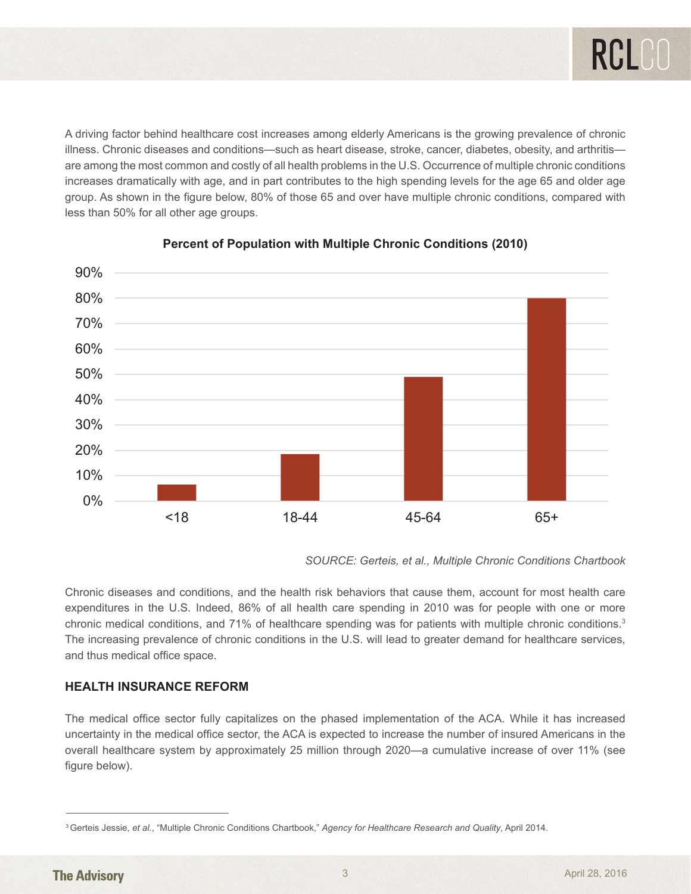A driving factor behind healthcare cost increases among elderly Americans is the growing prevalence of chronic illness. Chronic diseases and conditions—such as heart disease, stroke, cancer, diabetes, obesity, and arthritis—are among the most common and costly of all health problems in the U.S. Occurrence of multiple chronic conditions increases dramatically with age, and in part contributes to the high spending levels for the age 65 and older age group. As shown in the figure below, 80% of those 65 and over have multiple chronic conditions, compared with less than 50% for all other age groups.

**Percent of Population with Multiple Chronic Conditions (2010)**

*SOURCE: Gerteis, et al., Multiple Chronic Conditions Chartbook*

Chronic diseases and conditions, and the health risk behaviors that cause them, account for most health care expenditures in the U.S. Indeed, 86% of all health care spending in 2010 was for people with one or more chronic medical conditions, and 71% of healthcare spending was for patients with multiple chronic conditions.[3] The increasing prevalence of chronic conditions in the U.S. will lead to greater demand for healthcare services, and thus medical office space.

## HEALTH INSURANCE REFORM

The medical office sector fully capitalizes on the phased implementation of the ACA. While it has increased uncertainty in the medical office sector, the ACA is expected to increase the number of insured Americans in the overall healthcare system by approximately 25 million through 2020—a cumulative increase of over 11% (see figure below).

---

[3] Gerteis Jessie, *et al.*, "Multiple Chronic Conditions Chartbook," *Agency for Healthcare Research and Quality*, April 2014.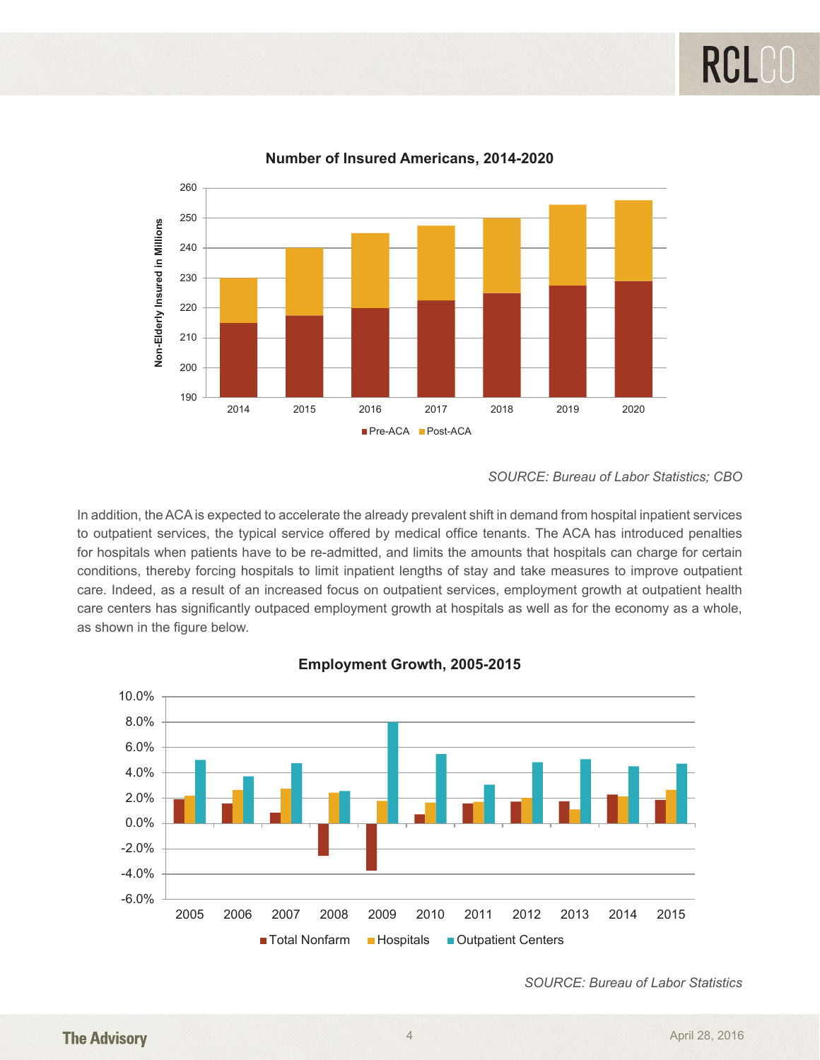**Number of Insured Americans, 2014-2020**

*SOURCE: Bureau of Labor Statistics; CBO*

In addition, the ACA is expected to accelerate the already prevalent shift in demand from hospital inpatient services to outpatient services, the typical service offered by medical office tenants. The ACA has introduced penalties for hospitals when patients have to be re-admitted, and limits the amounts that hospitals can charge for certain conditions, thereby forcing hospitals to limit inpatient lengths of stay and take measures to improve outpatient care. Indeed, as a result of an increased focus on outpatient services, employment growth at outpatient health care centers has significantly outpaced employment growth at hospitals as well as for the economy as a whole, as shown in the figure below.

**Employment Growth, 2005-2015**

*SOURCE: Bureau of Labor Statistics*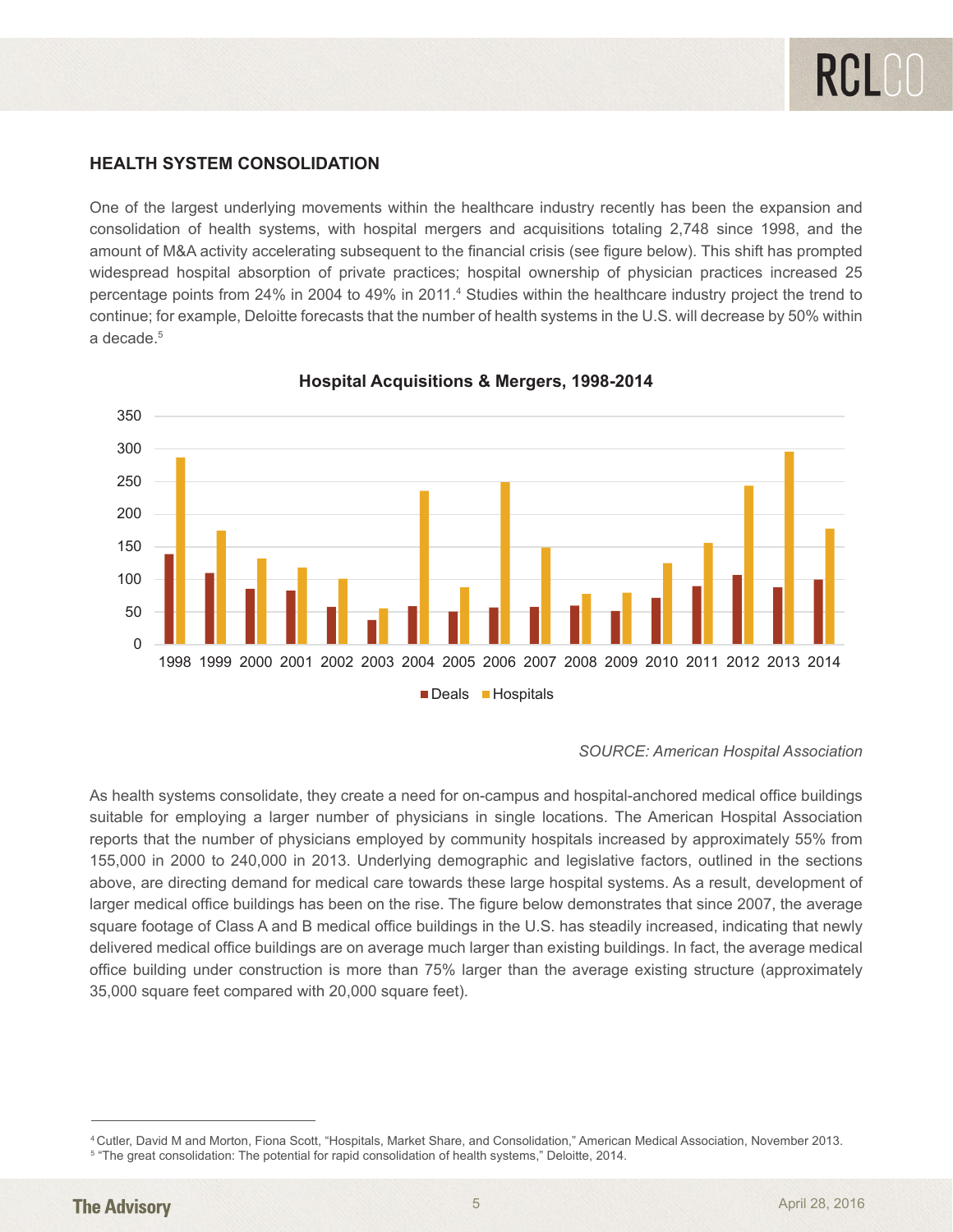### HEALTH SYSTEM CONSOLIDATION

One of the largest underlying movements within the healthcare industry recently has been the expansion and consolidation of health systems, with hospital mergers and acquisitions totaling 2,748 since 1998, and the amount of M&A activity accelerating subsequent to the financial crisis (see figure below). This shift has prompted widespread hospital absorption of private practices; hospital ownership of physician practices increased 25 percentage points from 24% in 2004 to 49% in 2011.[4] Studies within the healthcare industry project the trend to continue; for example, Deloitte forecasts that the number of health systems in the U.S. will decrease by 50% within a decade.[5]

**Hospital Acquisitions & Mergers, 1998-2014**

*SOURCE: American Hospital Association*

As health systems consolidate, they create a need for on-campus and hospital-anchored medical office buildings suitable for employing a larger number of physicians in single locations. The American Hospital Association reports that the number of physicians employed by community hospitals increased by approximately 55% from 155,000 in 2000 to 240,000 in 2013. Underlying demographic and legislative factors, outlined in the sections above, are directing demand for medical care towards these large hospital systems. As a result, development of larger medical office buildings has been on the rise. The figure below demonstrates that since 2007, the average square footage of Class A and B medical office buildings in the U.S. has steadily increased, indicating that newly delivered medical office buildings are on average much larger than existing buildings. In fact, the average medical office building under construction is more than 75% larger than the average existing structure (approximately 35,000 square feet compared with 20,000 square feet).

---

[4] Cutler, David M and Morton, Fiona Scott, "Hospitals, Market Share, and Consolidation," American Medical Association, November 2013.

[5] "The great consolidation: The potential for rapid consolidation of health systems," Deloitte, 2014.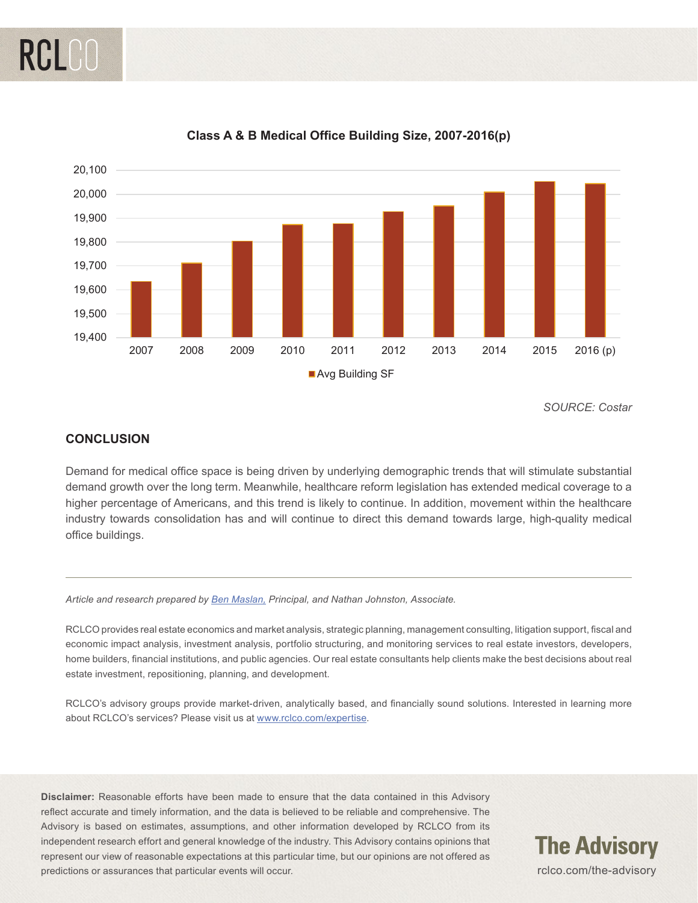**Class A & B Medical Office Building Size, 2007-2016(p)**

20,100
20,000
19,900
19,800
19,700
19,600
19,500
19,400

2007 2008 2009 2010 2011 2012 2013 2014 2015 2016 (p)

Avg Building SF

*SOURCE: Costar*

## CONCLUSION

Demand for medical office space is being driven by underlying demographic trends that will stimulate substantial demand growth over the long term. Meanwhile, healthcare reform legislation has extended medical coverage to a higher percentage of Americans, and this trend is likely to continue. In addition, movement within the healthcare industry towards consolidation has and will continue to direct this demand towards large, high-quality medical office buildings.

---

*Article and research prepared by Ben Maslan, Principal, and Nathan Johnston, Associate.*

RCLCO provides real estate economics and market analysis, strategic planning, management consulting, litigation support, fiscal and economic impact analysis, investment analysis, portfolio structuring, and monitoring services to real estate investors, developers, home builders, financial institutions, and public agencies. Our real estate consultants help clients make the best decisions about real estate investment, repositioning, planning, and development.

RCLCO's advisory groups provide market-driven, analytically based, and financially sound solutions. Interested in learning more about RCLCO's services? Please visit us at www.rclco.com/expertise.

**Disclaimer:** Reasonable efforts have been made to ensure that the data contained in this Advisory reflect accurate and timely information, and the data is believed to be reliable and comprehensive. The Advisory is based on estimates, assumptions, and other information developed by RCLCO from its independent research effort and general knowledge of the industry. This Advisory contains opinions that represent our view of reasonable expectations at this particular time, but our opinions are not offered as predictions or assurances that particular events will occur.

**The Advisory**
rclco.com/the-advisory